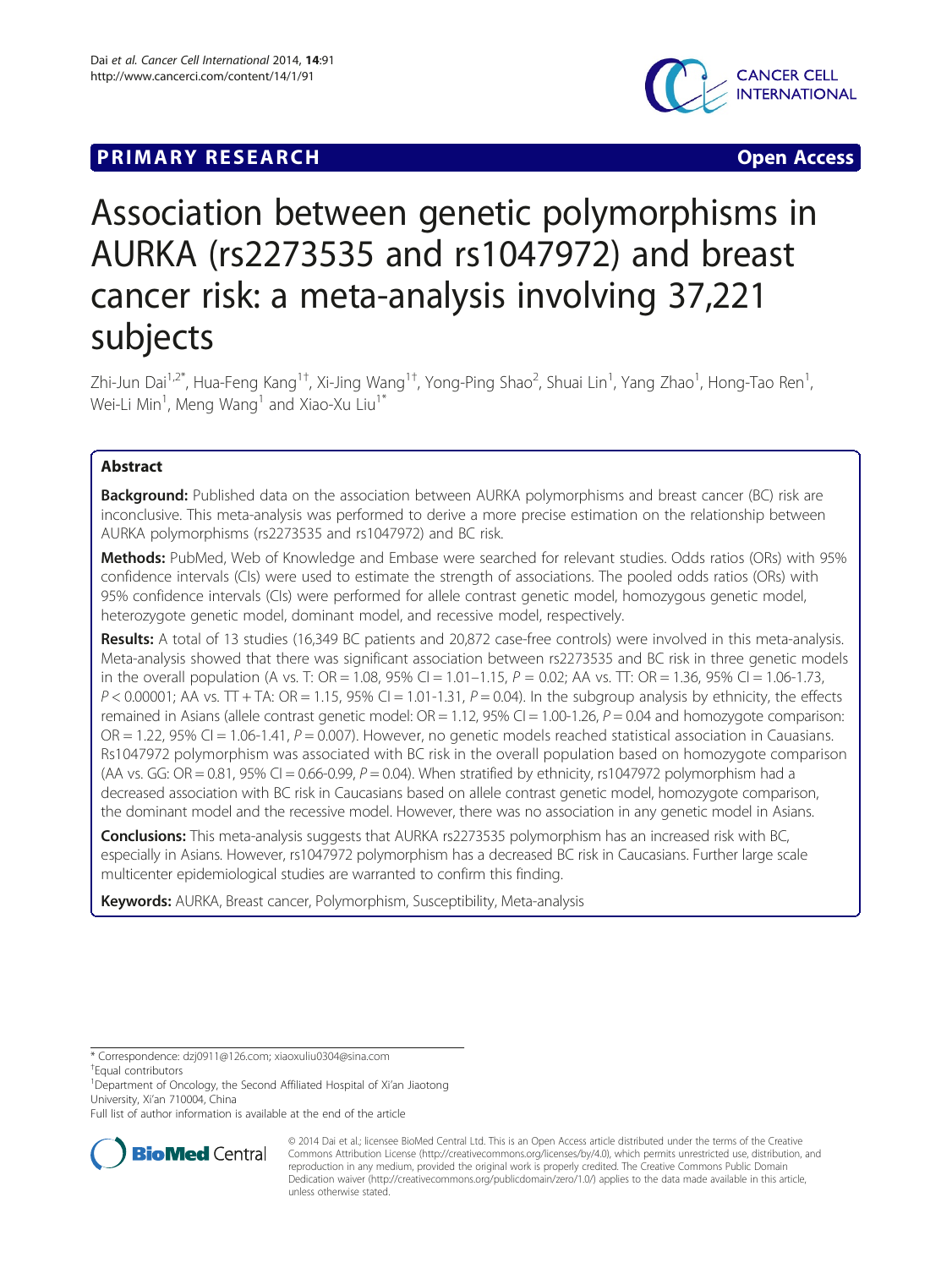**PRIMARY RESEARCH** **Open Access**

# Association between genetic polymorphisms in AURKA (rs2273535 and rs1047972) and breast cancer risk: a meta-analysis involving 37,221 subjects

Zhi-Jun Dai[1,2*], Hua-Feng Kang[1†], Xi-Jing Wang[1†], Yong-Ping Shao[2], Shuai Lin[1], Yang Zhao[1], Hong-Tao Ren[1], Wei-Li Min[1], Meng Wang[1] and Xiao-Xu Liu[1*]

## Abstract

**Background:** Published data on the association between AURKA polymorphisms and breast cancer (BC) risk are inconclusive. This meta-analysis was performed to derive a more precise estimation on the relationship between AURKA polymorphisms (rs2273535 and rs1047972) and BC risk.

**Methods:** PubMed, Web of Knowledge and Embase were searched for relevant studies. Odds ratios (ORs) with 95% confidence intervals (CIs) were used to estimate the strength of associations. The pooled odds ratios (ORs) with 95% confidence intervals (CIs) were performed for allele contrast genetic model, homozygous genetic model, heterozygote genetic model, dominant model, and recessive model, respectively.

**Results:** A total of 13 studies (16,349 BC patients and 20,872 case-free controls) were involved in this meta-analysis. Meta-analysis showed that there was significant association between rs2273535 and BC risk in three genetic models in the overall population (A vs. T: OR = 1.08, 95% CI = 1.01–1.15, $P = 0.02$; AA vs. TT: OR = 1.36, 95% CI = 1.06-1.73, $P < 0.00001$; AA vs. TT + TA: OR = 1.15, 95% CI = 1.01-1.31, $P = 0.04$). In the subgroup analysis by ethnicity, the effects remained in Asians (allele contrast genetic model: OR = 1.12, 95% CI = 1.00-1.26, $P = 0.04$ and homozygote comparison: OR = 1.22, 95% CI = 1.06-1.41, $P = 0.007$). However, no genetic models reached statistical association in Cauasians. Rs1047972 polymorphism was associated with BC risk in the overall population based on homozygote comparison (AA vs. GG: OR = 0.81, 95% CI = 0.66-0.99, $P = 0.04$). When stratified by ethnicity, rs1047972 polymorphism had a decreased association with BC risk in Caucasians based on allele contrast genetic model, homozygote comparison, the dominant model and the recessive model. However, there was no association in any genetic model in Asians.

**Conclusions:** This meta-analysis suggests that AURKA rs2273535 polymorphism has an increased risk with BC, especially in Asians. However, rs1047972 polymorphism has a decreased BC risk in Caucasians. Further large scale multicenter epidemiological studies are warranted to confirm this finding.

**Keywords:** AURKA, Breast cancer, Polymorphism, Susceptibility, Meta-analysis

---

\* Correspondence: dzj0911@126.com; xiaoxuliu0304@sina.com
†Equal contributors
[1]Department of Oncology, the Second Affiliated Hospital of Xi'an Jiaotong University, Xi'an 710004, China
Full list of author information is available at the end of the article

© 2014 Dai et al.; licensee BioMed Central Ltd. This is an Open Access article distributed under the terms of the Creative Commons Attribution License (http://creativecommons.org/licenses/by/4.0), which permits unrestricted use, distribution, and reproduction in any medium, provided the original work is properly credited. The Creative Commons Public Domain Dedication waiver (http://creativecommons.org/publicdomain/zero/1.0/) applies to the data made available in this article, unless otherwise stated.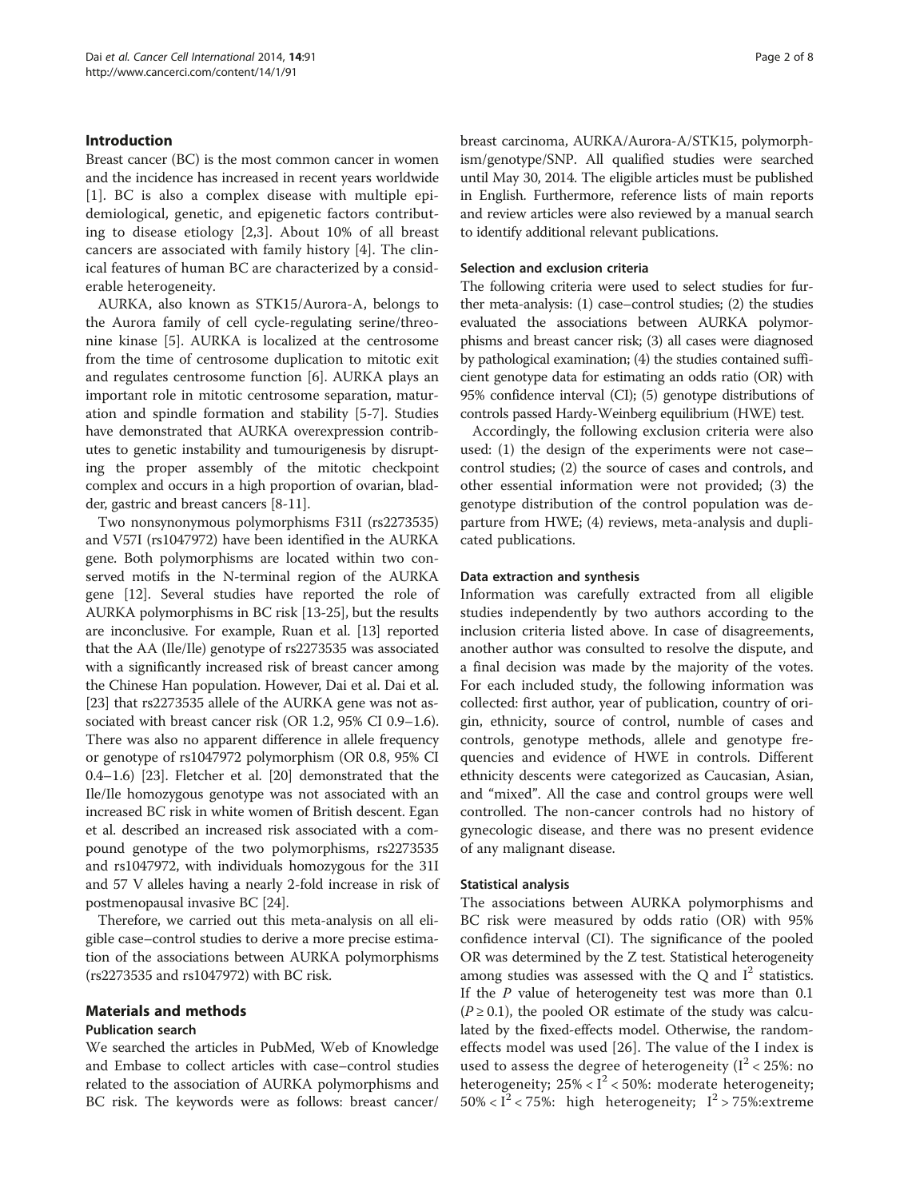## Introduction

Breast cancer (BC) is the most common cancer in women and the incidence has increased in recent years worldwide [1]. BC is also a complex disease with multiple epidemiological, genetic, and epigenetic factors contributing to disease etiology [2,3]. About 10% of all breast cancers are associated with family history [4]. The clinical features of human BC are characterized by a considerable heterogeneity.

AURKA, also known as STK15/Aurora-A, belongs to the Aurora family of cell cycle-regulating serine/threonine kinase [5]. AURKA is localized at the centrosome from the time of centrosome duplication to mitotic exit and regulates centrosome function [6]. AURKA plays an important role in mitotic centrosome separation, maturation and spindle formation and stability [5-7]. Studies have demonstrated that AURKA overexpression contributes to genetic instability and tumourigenesis by disrupting the proper assembly of the mitotic checkpoint complex and occurs in a high proportion of ovarian, bladder, gastric and breast cancers [8-11].

Two nonsynonymous polymorphisms F31I (rs2273535) and V57I (rs1047972) have been identified in the AURKA gene. Both polymorphisms are located within two conserved motifs in the N-terminal region of the AURKA gene [12]. Several studies have reported the role of AURKA polymorphisms in BC risk [13-25], but the results are inconclusive. For example, Ruan et al. [13] reported that the AA (Ile/Ile) genotype of rs2273535 was associated with a significantly increased risk of breast cancer among the Chinese Han population. However, Dai et al. Dai et al. [23] that rs2273535 allele of the AURKA gene was not associated with breast cancer risk (OR 1.2, 95% CI 0.9–1.6). There was also no apparent difference in allele frequency or genotype of rs1047972 polymorphism (OR 0.8, 95% CI 0.4–1.6) [23]. Fletcher et al. [20] demonstrated that the Ile/Ile homozygous genotype was not associated with an increased BC risk in white women of British descent. Egan et al. described an increased risk associated with a compound genotype of the two polymorphisms, rs2273535 and rs1047972, with individuals homozygous for the 31I and 57 V alleles having a nearly 2-fold increase in risk of postmenopausal invasive BC [24].

Therefore, we carried out this meta-analysis on all eligible case–control studies to derive a more precise estimation of the associations between AURKA polymorphisms (rs2273535 and rs1047972) with BC risk.

## Materials and methods

### Publication search

We searched the articles in PubMed, Web of Knowledge and Embase to collect articles with case–control studies related to the association of AURKA polymorphisms and BC risk. The keywords were as follows: breast cancer/breast carcinoma, AURKA/Aurora-A/STK15, polymorphism/genotype/SNP. All qualified studies were searched until May 30, 2014. The eligible articles must be published in English. Furthermore, reference lists of main reports and review articles were also reviewed by a manual search to identify additional relevant publications.

### Selection and exclusion criteria

The following criteria were used to select studies for further meta-analysis: (1) case–control studies; (2) the studies evaluated the associations between AURKA polymorphisms and breast cancer risk; (3) all cases were diagnosed by pathological examination; (4) the studies contained sufficient genotype data for estimating an odds ratio (OR) with 95% confidence interval (CI); (5) genotype distributions of controls passed Hardy-Weinberg equilibrium (HWE) test.

Accordingly, the following exclusion criteria were also used: (1) the design of the experiments were not case–control studies; (2) the source of cases and controls, and other essential information were not provided; (3) the genotype distribution of the control population was departure from HWE; (4) reviews, meta-analysis and duplicated publications.

### Data extraction and synthesis

Information was carefully extracted from all eligible studies independently by two authors according to the inclusion criteria listed above. In case of disagreements, another author was consulted to resolve the dispute, and a final decision was made by the majority of the votes. For each included study, the following information was collected: first author, year of publication, country of origin, ethnicity, source of control, numble of cases and controls, genotype methods, allele and genotype frequencies and evidence of HWE in controls. Different ethnicity descents were categorized as Caucasian, Asian, and "mixed". All the case and control groups were well controlled. The non-cancer controls had no history of gynecologic disease, and there was no present evidence of any malignant disease.

### Statistical analysis

The associations between AURKA polymorphisms and BC risk were measured by odds ratio (OR) with 95% confidence interval (CI). The significance of the pooled OR was determined by the Z test. Statistical heterogeneity among studies was assessed with the Q and $I^2$ statistics. If the $P$ value of heterogeneity test was more than 0.1 ($P \geq 0.1$), the pooled OR estimate of the study was calculated by the fixed-effects model. Otherwise, the random-effects model was used [26]. The value of the I index is used to assess the degree of heterogeneity ($I^2 < 25\%$: no heterogeneity; $25\% < I^2 < 50\%$: moderate heterogeneity; $50\% < I^2 < 75\%$: high heterogeneity; $I^2 > 75\%$:extreme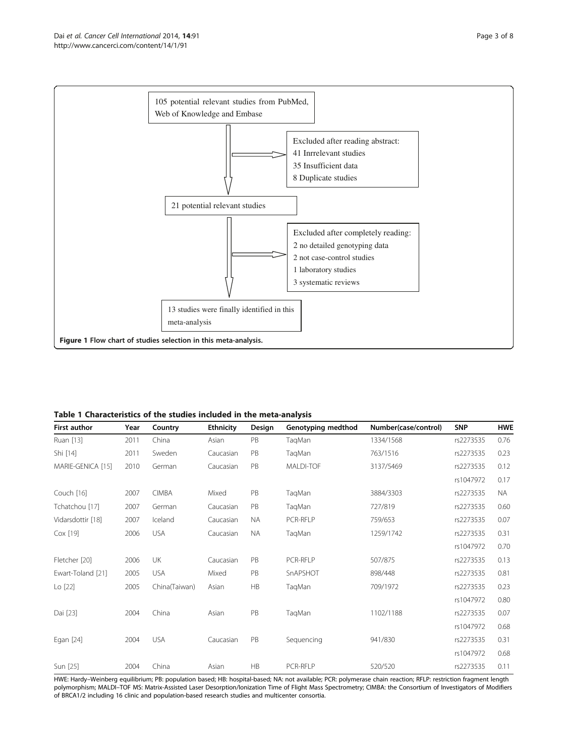105 potential relevant studies from PubMed, Web of Knowledge and Embase

Excluded after reading abstract:
41 Inrrelevant studies
35 Insufficient data
8 Duplicate studies

21 potential relevant studies

Excluded after completely reading:
2 no detailed genotyping data
2 not case-control studies
1 laboratory studies
3 systematic reviews

13 studies were finally identified in this meta-analysis

**Figure 1** Flow chart of studies selection in this meta-analysis.

**Table 1 Characteristics of the studies included in the meta-analysis**

| First author | Year | Country | Ethnicity | Design | Genotyping medthod | Number(case/control) | SNP | HWE |
|---|---|---|---|---|---|---|---|---|
| Ruan [13] | 2011 | China | Asian | PB | TaqMan | 1334/1568 | rs2273535 | 0.76 |
| Shi [14] | 2011 | Sweden | Caucasian | PB | TaqMan | 763/1516 | rs2273535 | 0.23 |
| MARIE-GENICA [15] | 2010 | German | Caucasian | PB | MALDI-TOF | 3137/5469 | rs2273535 | 0.12 |
| | | | | | | | rs1047972 | 0.17 |
| Couch [16] | 2007 | CIMBA | Mixed | PB | TaqMan | 3884/3303 | rs2273535 | NA |
| Tchatchou [17] | 2007 | German | Caucasian | PB | TaqMan | 727/819 | rs2273535 | 0.60 |
| Vidarsdottir [18] | 2007 | Iceland | Caucasian | NA | PCR-RFLP | 759/653 | rs2273535 | 0.07 |
| Cox [19] | 2006 | USA | Caucasian | NA | TaqMan | 1259/1742 | rs2273535 | 0.31 |
| | | | | | | | rs1047972 | 0.70 |
| Fletcher [20] | 2006 | UK | Caucasian | PB | PCR-RFLP | 507/875 | rs2273535 | 0.13 |
| Ewart-Toland [21] | 2005 | USA | Mixed | PB | SnAPSHOT | 898/448 | rs2273535 | 0.81 |
| Lo [22] | 2005 | China(Taiwan) | Asian | HB | TaqMan | 709/1972 | rs2273535 | 0.23 |
| | | | | | | | rs1047972 | 0.80 |
| Dai [23] | 2004 | China | Asian | PB | TaqMan | 1102/1188 | rs2273535 | 0.07 |
| | | | | | | | rs1047972 | 0.68 |
| Egan [24] | 2004 | USA | Caucasian | PB | Sequencing | 941/830 | rs2273535 | 0.31 |
| | | | | | | | rs1047972 | 0.68 |
| Sun [25] | 2004 | China | Asian | HB | PCR-RFLP | 520/520 | rs2273535 | 0.11 |

HWE: Hardy–Weinberg equilibrium; PB: population based; HB: hospital-based; NA: not available; PCR: polymerase chain reaction; RFLP: restriction fragment length polymorphism; MALDI–TOF MS: Matrix-Assisted Laser Desorption/Ionization Time of Flight Mass Spectrometry; CIMBA: the Consortium of Investigators of Modifiers of BRCA1/2 including 16 clinic and population-based research studies and multicenter consortia.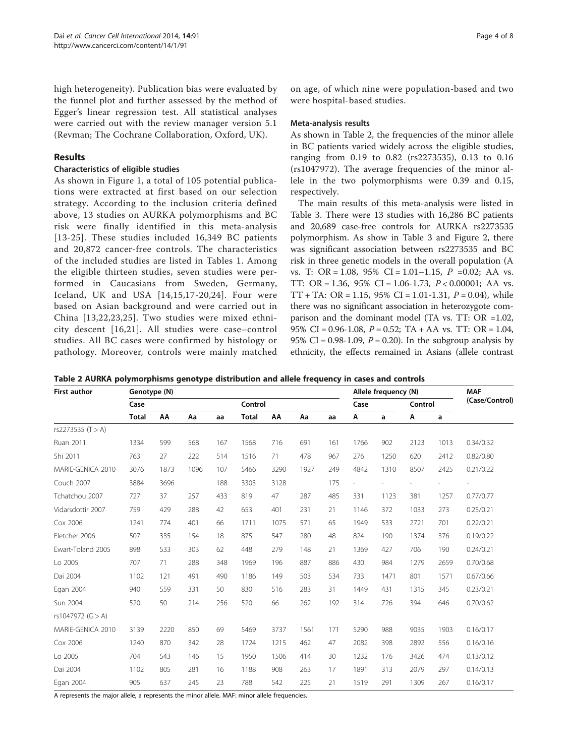high heterogeneity). Publication bias were evaluated by the funnel plot and further assessed by the method of Egger's linear regression test. All statistical analyses were carried out with the review manager version 5.1 (Revman; The Cochrane Collaboration, Oxford, UK).

## Results

### Characteristics of eligible studies

As shown in Figure 1, a total of 105 potential publications were extracted at first based on our selection strategy. According to the inclusion criteria defined above, 13 studies on AURKA polymorphisms and BC risk were finally identified in this meta-analysis [13-25]. These studies included 16,349 BC patients and 20,872 cancer-free controls. The characteristics of the included studies are listed in Tables 1. Among the eligible thirteen studies, seven studies were performed in Caucasians from Sweden, Germany, Iceland, UK and USA [14,15,17-20,24]. Four were based on Asian background and were carried out in China [13,22,23,25]. Two studies were mixed ethnicity descent [16,21]. All studies were case–control studies. All BC cases were confirmed by histology or pathology. Moreover, controls were mainly matched on age, of which nine were population-based and two were hospital-based studies.

### Meta-analysis results

As shown in Table 2, the frequencies of the minor allele in BC patients varied widely across the eligible studies, ranging from 0.19 to 0.82 (rs2273535), 0.13 to 0.16 (rs1047972). The average frequencies of the minor allele in the two polymorphisms were 0.39 and 0.15, respectively.

The main results of this meta-analysis were listed in Table 3. There were 13 studies with 16,286 BC patients and 20,689 case-free controls for AURKA rs2273535 polymorphism. As show in Table 3 and Figure 2, there was significant association between rs2273535 and BC risk in three genetic models in the overall population (A vs. T: OR = 1.08, 95% CI = 1.01–1.15, $P$ =0.02; AA vs. TT: OR = 1.36, 95% CI = 1.06-1.73, $P < 0.00001$; AA vs. TT + TA: OR = 1.15, 95% CI = 1.01-1.31, $P = 0.04$), while there was no significant association in heterozygote comparison and the dominant model (TA vs. TT: OR =1.02, 95% CI = 0.96-1.08, $P = 0.52$; TA + AA vs. TT: OR = 1.04, 95% CI = 0.98-1.09, $P = 0.20$). In the subgroup analysis by ethnicity, the effects remained in Asians (allele contrast

**Table 2 AURKA polymorphisms genotype distribution and allele frequency in cases and controls**

| First author | Genotype (N) | | | | | | | | Allele frequency (N) | | | | MAF (Case/Control) |
|---|---|---|---|---|---|---|---|---|---|---|---|---|---|
| | Case | | | | Control | | | | Case | | Control | | |
| | Total | AA | Aa | aa | Total | AA | Aa | aa | A | a | A | a | |
| rs2273535 (T > A) | | | | | | | | | | | | | |
| Ruan 2011 | 1334 | 599 | 568 | 167 | 1568 | 716 | 691 | 161 | 1766 | 902 | 2123 | 1013 | 0.34/0.32 |
| Shi 2011 | 763 | 27 | 222 | 514 | 1516 | 71 | 478 | 967 | 276 | 1250 | 620 | 2412 | 0.82/0.80 |
| MARIE-GENICA 2010 | 3076 | 1873 | 1096 | 107 | 5466 | 3290 | 1927 | 249 | 4842 | 1310 | 8507 | 2425 | 0.21/0.22 |
| Couch 2007 | 3884 | 3696 | | 188 | 3303 | 3128 | | 175 | - | - | - | - | - |
| Tchatchou 2007 | 727 | 37 | 257 | 433 | 819 | 47 | 287 | 485 | 331 | 1123 | 381 | 1257 | 0.77/0.77 |
| Vidarsdottir 2007 | 759 | 429 | 288 | 42 | 653 | 401 | 231 | 21 | 1146 | 372 | 1033 | 273 | 0.25/0.21 |
| Cox 2006 | 1241 | 774 | 401 | 66 | 1711 | 1075 | 571 | 65 | 1949 | 533 | 2721 | 701 | 0.22/0.21 |
| Fletcher 2006 | 507 | 335 | 154 | 18 | 875 | 547 | 280 | 48 | 824 | 190 | 1374 | 376 | 0.19/0.22 |
| Ewart-Toland 2005 | 898 | 533 | 303 | 62 | 448 | 279 | 148 | 21 | 1369 | 427 | 706 | 190 | 0.24/0.21 |
| Lo 2005 | 707 | 71 | 288 | 348 | 1969 | 196 | 887 | 886 | 430 | 984 | 1279 | 2659 | 0.70/0.68 |
| Dai 2004 | 1102 | 121 | 491 | 490 | 1186 | 149 | 503 | 534 | 733 | 1471 | 801 | 1571 | 0.67/0.66 |
| Egan 2004 | 940 | 559 | 331 | 50 | 830 | 516 | 283 | 31 | 1449 | 431 | 1315 | 345 | 0.23/0.21 |
| Sun 2004 | 520 | 50 | 214 | 256 | 520 | 66 | 262 | 192 | 314 | 726 | 394 | 646 | 0.70/0.62 |
| rs1047972 (G > A) | | | | | | | | | | | | | |
| MARIE-GENICA 2010 | 3139 | 2220 | 850 | 69 | 5469 | 3737 | 1561 | 171 | 5290 | 988 | 9035 | 1903 | 0.16/0.17 |
| Cox 2006 | 1240 | 870 | 342 | 28 | 1724 | 1215 | 462 | 47 | 2082 | 398 | 2892 | 556 | 0.16/0.16 |
| Lo 2005 | 704 | 543 | 146 | 15 | 1950 | 1506 | 414 | 30 | 1232 | 176 | 3426 | 474 | 0.13/0.12 |
| Dai 2004 | 1102 | 805 | 281 | 16 | 1188 | 908 | 263 | 17 | 1891 | 313 | 2079 | 297 | 0.14/0.13 |
| Egan 2004 | 905 | 637 | 245 | 23 | 788 | 542 | 225 | 21 | 1519 | 291 | 1309 | 267 | 0.16/0.17 |

A represents the major allele, a represents the minor allele. MAF: minor allele frequencies.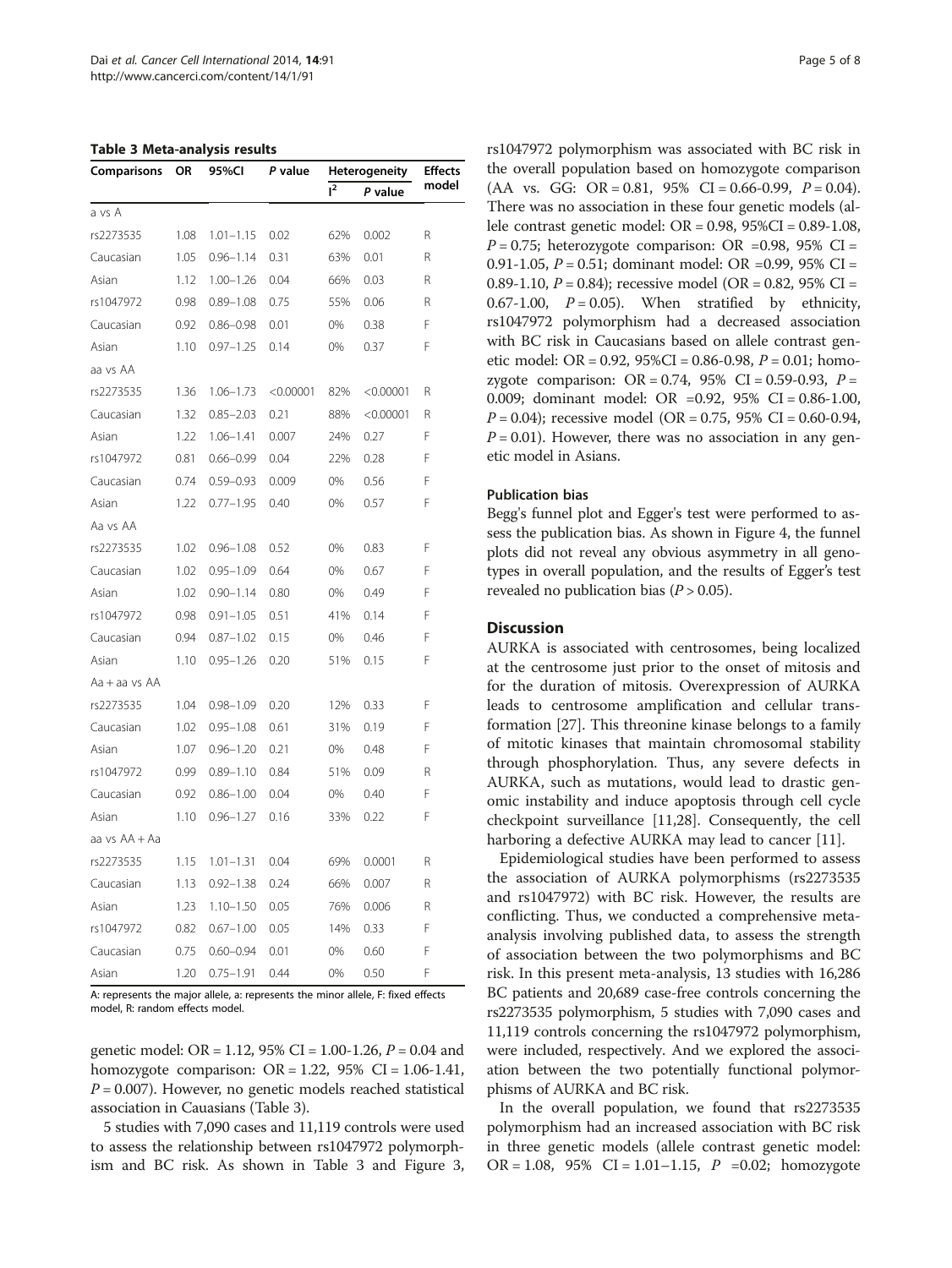**Table 3 Meta-analysis results**

| Comparisons | OR | 95%CI | P value | Heterogeneity | | Effects model |
|---|---|---|---|---|---|---|
| | | | | $I^2$ | P value | |
| a vs A | | | | | | |
| rs2273535 | 1.08 | 1.01–1.15 | 0.02 | 62% | 0.002 | R |
| Caucasian | 1.05 | 0.96–1.14 | 0.31 | 63% | 0.01 | R |
| Asian | 1.12 | 1.00–1.26 | 0.04 | 66% | 0.03 | R |
| rs1047972 | 0.98 | 0.89–1.08 | 0.75 | 55% | 0.06 | R |
| Caucasian | 0.92 | 0.86–0.98 | 0.01 | 0% | 0.38 | F |
| Asian | 1.10 | 0.97–1.25 | 0.14 | 0% | 0.37 | F |
| aa vs AA | | | | | | |
| rs2273535 | 1.36 | 1.06–1.73 | <0.00001 | 82% | <0.00001 | R |
| Caucasian | 1.32 | 0.85–2.03 | 0.21 | 88% | <0.00001 | R |
| Asian | 1.22 | 1.06–1.41 | 0.007 | 24% | 0.27 | F |
| rs1047972 | 0.81 | 0.66–0.99 | 0.04 | 22% | 0.28 | F |
| Caucasian | 0.74 | 0.59–0.93 | 0.009 | 0% | 0.56 | F |
| Asian | 1.22 | 0.77–1.95 | 0.40 | 0% | 0.57 | F |
| Aa vs AA | | | | | | |
| rs2273535 | 1.02 | 0.96–1.08 | 0.52 | 0% | 0.83 | F |
| Caucasian | 1.02 | 0.95–1.09 | 0.64 | 0% | 0.67 | F |
| Asian | 1.02 | 0.90–1.14 | 0.80 | 0% | 0.49 | F |
| rs1047972 | 0.98 | 0.91–1.05 | 0.51 | 41% | 0.14 | F |
| Caucasian | 0.94 | 0.87–1.02 | 0.15 | 0% | 0.46 | F |
| Asian | 1.10 | 0.95–1.26 | 0.20 | 51% | 0.15 | F |
| Aa + aa vs AA | | | | | | |
| rs2273535 | 1.04 | 0.98–1.09 | 0.20 | 12% | 0.33 | F |
| Caucasian | 1.02 | 0.95–1.08 | 0.61 | 31% | 0.19 | F |
| Asian | 1.07 | 0.96–1.20 | 0.21 | 0% | 0.48 | F |
| rs1047972 | 0.99 | 0.89–1.10 | 0.84 | 51% | 0.09 | R |
| Caucasian | 0.92 | 0.86–1.00 | 0.04 | 0% | 0.40 | F |
| Asian | 1.10 | 0.96–1.27 | 0.16 | 33% | 0.22 | F |
| aa vs AA + Aa | | | | | | |
| rs2273535 | 1.15 | 1.01–1.31 | 0.04 | 69% | 0.0001 | R |
| Caucasian | 1.13 | 0.92–1.38 | 0.24 | 66% | 0.007 | R |
| Asian | 1.23 | 1.10–1.50 | 0.05 | 76% | 0.006 | R |
| rs1047972 | 0.82 | 0.67–1.00 | 0.05 | 14% | 0.33 | F |
| Caucasian | 0.75 | 0.60–0.94 | 0.01 | 0% | 0.60 | F |
| Asian | 1.20 | 0.75–1.91 | 0.44 | 0% | 0.50 | F |

A: represents the major allele, a: represents the minor allele, F: fixed effects model, R: random effects model.

genetic model: OR = 1.12, 95% CI = 1.00-1.26, $P = 0.04$ and homozygote comparison: OR = 1.22, 95% CI = 1.06-1.41, $P = 0.007$). However, no genetic models reached statistical association in Cauasians (Table 3).

5 studies with 7,090 cases and 11,119 controls were used to assess the relationship between rs1047972 polymorphism and BC risk. As shown in Table 3 and Figure 3, rs1047972 polymorphism was associated with BC risk in the overall population based on homozygote comparison (AA vs. GG: OR = 0.81, 95% CI = 0.66-0.99, $P = 0.04$). There was no association in these four genetic models (allele contrast genetic model: OR = 0.98, 95%CI = 0.89-1.08, $P = 0.75$; heterozygote comparison: OR =0.98, 95% CI = 0.91-1.05, $P = 0.51$; dominant model: OR =0.99, 95% CI = 0.89-1.10, $P = 0.84$); recessive model (OR = 0.82, 95% CI = 0.67-1.00, $P = 0.05$). When stratified by ethnicity, rs1047972 polymorphism had a decreased association with BC risk in Caucasians based on allele contrast genetic model: OR = 0.92, 95%CI = 0.86-0.98, $P = 0.01$; homozygote comparison: OR = 0.74, 95% CI = 0.59-0.93, $P = 0.009$; dominant model: OR =0.92, 95% CI = 0.86-1.00, $P = 0.04$); recessive model (OR = 0.75, 95% CI = 0.60-0.94, $P = 0.01$). However, there was no association in any genetic model in Asians.

### Publication bias

Begg's funnel plot and Egger's test were performed to assess the publication bias. As shown in Figure 4, the funnel plots did not reveal any obvious asymmetry in all genotypes in overall population, and the results of Egger's test revealed no publication bias ($P > 0.05$).

## Discussion

AURKA is associated with centrosomes, being localized at the centrosome just prior to the onset of mitosis and for the duration of mitosis. Overexpression of AURKA leads to centrosome amplification and cellular transformation [27]. This threonine kinase belongs to a family of mitotic kinases that maintain chromosomal stability through phosphorylation. Thus, any severe defects in AURKA, such as mutations, would lead to drastic genomic instability and induce apoptosis through cell cycle checkpoint surveillance [11,28]. Consequently, the cell harboring a defective AURKA may lead to cancer [11].

Epidemiological studies have been performed to assess the association of AURKA polymorphisms (rs2273535 and rs1047972) with BC risk. However, the results are conflicting. Thus, we conducted a comprehensive meta-analysis involving published data, to assess the strength of association between the two polymorphisms and BC risk. In this present meta-analysis, 13 studies with 16,286 BC patients and 20,689 case-free controls concerning the rs2273535 polymorphism, 5 studies with 7,090 cases and 11,119 controls concerning the rs1047972 polymorphism, were included, respectively. And we explored the association between the two potentially functional polymorphisms of AURKA and BC risk.

In the overall population, we found that rs2273535 polymorphism had an increased association with BC risk in three genetic models (allele contrast genetic model: OR = 1.08, 95% CI = 1.01–1.15, $P$ =0.02; homozygote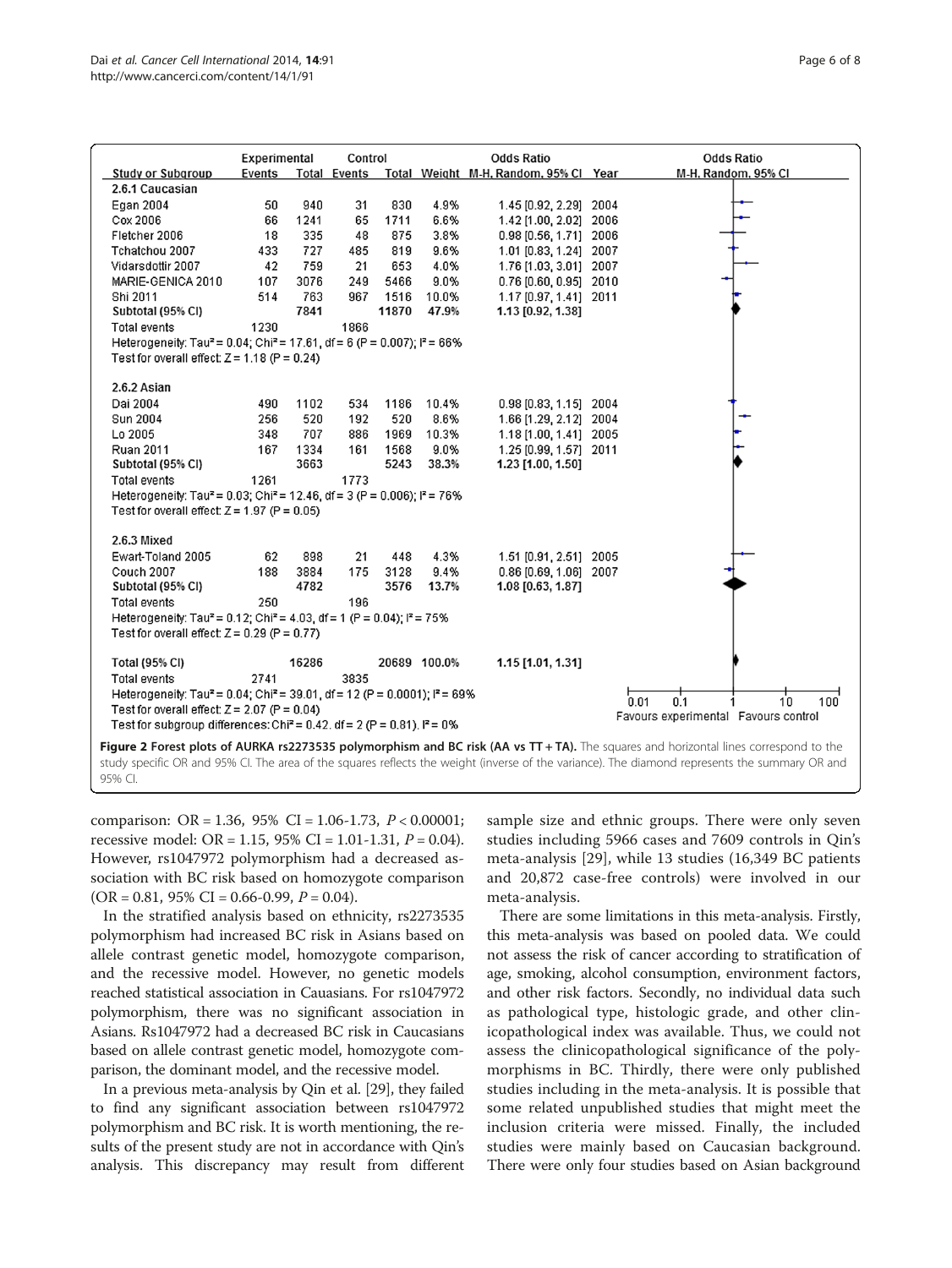| Study or Subgroup | Experimental Events | Experimental Total | Control Events | Control Total | Weight | Odds Ratio M-H, Random, 95% CI | Year |
|---|---|---|---|---|---|---|---|
| **2.6.1 Caucasian** | | | | | | | |
| Egan 2004 | 50 | 940 | 31 | 830 | 4.9% | 1.45 [0.92, 2.29] | 2004 |
| Cox 2006 | 66 | 1241 | 65 | 1711 | 6.6% | 1.42 [1.00, 2.02] | 2006 |
| Fletcher 2006 | 18 | 335 | 48 | 875 | 3.8% | 0.98 [0.56, 1.71] | 2006 |
| Tchatchou 2007 | 433 | 727 | 485 | 819 | 9.6% | 1.01 [0.83, 1.24] | 2007 |
| Vidarsdottir 2007 | 42 | 759 | 21 | 653 | 4.0% | 1.76 [1.03, 3.01] | 2007 |
| MARIE-GENICA 2010 | 107 | 3076 | 249 | 5466 | 9.0% | 0.76 [0.60, 0.95] | 2010 |
| Shi 2011 | 514 | 763 | 967 | 1516 | 10.0% | 1.17 [0.97, 1.41] | 2011 |
| Subtotal (95% CI) | | 7841 | | 11870 | 47.9% | 1.13 [0.92, 1.38] | |
| Total events | 1230 | | 1866 | | | | |
| Heterogeneity: Tau² = 0.04; Chi² = 17.61, df = 6 (P = 0.007); I² = 66% | | | | | | | |
| Test for overall effect: Z = 1.18 (P = 0.24) | | | | | | | |
| **2.6.2 Asian** | | | | | | | |
| Dai 2004 | 490 | 1102 | 534 | 1186 | 10.4% | 0.98 [0.83, 1.15] | 2004 |
| Sun 2004 | 256 | 520 | 192 | 520 | 8.6% | 1.66 [1.29, 2.12] | 2004 |
| Lo 2005 | 348 | 707 | 886 | 1969 | 10.3% | 1.18 [1.00, 1.41] | 2005 |
| Ruan 2011 | 167 | 1334 | 161 | 1568 | 9.0% | 1.25 [0.99, 1.57] | 2011 |
| Subtotal (95% CI) | | 3663 | | 5243 | 38.3% | 1.23 [1.00, 1.50] | |
| Total events | 1261 | | 1773 | | | | |
| Heterogeneity: Tau² = 0.03; Chi² = 12.46, df = 3 (P = 0.006); I² = 76% | | | | | | | |
| Test for overall effect: Z = 1.97 (P = 0.05) | | | | | | | |
| **2.6.3 Mixed** | | | | | | | |
| Ewart-Toland 2005 | 62 | 898 | 21 | 448 | 4.3% | 1.51 [0.91, 2.51] | 2005 |
| Couch 2007 | 188 | 3884 | 175 | 3128 | 9.4% | 0.86 [0.69, 1.06] | 2007 |
| Subtotal (95% CI) | | 4782 | | 3576 | 13.7% | 1.08 [0.63, 1.87] | |
| Total events | 250 | | 196 | | | | |
| Heterogeneity: Tau² = 0.12; Chi² = 4.03, df = 1 (P = 0.04); I² = 75% | | | | | | | |
| Test for overall effect: Z = 0.29 (P = 0.77) | | | | | | | |
| **Total (95% CI)** | | 16286 | | 20689 | 100.0% | 1.15 [1.01, 1.31] | |
| Total events | 2741 | | 3835 | | | | |
| Heterogeneity: Tau² = 0.04; Chi² = 39.01, df = 12 (P = 0.0001); I² = 69% | | | | | | | |
| Test for overall effect: Z = 2.07 (P = 0.04) | | | | | | | |
| Test for subgroup differences: Chi² = 0.42, df = 2 (P = 0.81), I² = 0% | | | | | | | |

Odds Ratio M-H, Random, 95% CI — 0.01 0.1 1 10 100 — Favours experimental / Favours control

**Figure 2 Forest plots of AURKA rs2273535 polymorphism and BC risk (AA vs TT + TA).** The squares and horizontal lines correspond to the study specific OR and 95% CI. The area of the squares reflects the weight (inverse of the variance). The diamond represents the summary OR and 95% CI.

comparison: OR = 1.36, 95% CI = 1.06-1.73, $P < 0.00001$; recessive model: OR = 1.15, 95% CI = 1.01-1.31, $P = 0.04$). However, rs1047972 polymorphism had a decreased association with BC risk based on homozygote comparison (OR = 0.81, 95% CI = 0.66-0.99, $P = 0.04$).

In the stratified analysis based on ethnicity, rs2273535 polymorphism had increased BC risk in Asians based on allele contrast genetic model, homozygote comparison, and the recessive model. However, no genetic models reached statistical association in Cauasians. For rs1047972 polymorphism, there was no significant association in Asians. Rs1047972 had a decreased BC risk in Caucasians based on allele contrast genetic model, homozygote comparison, the dominant model, and the recessive model.

In a previous meta-analysis by Qin et al. [29], they failed to find any significant association between rs1047972 polymorphism and BC risk. It is worth mentioning, the results of the present study are not in accordance with Qin's analysis. This discrepancy may result from different sample size and ethnic groups. There were only seven studies including 5966 cases and 7609 controls in Qin's meta-analysis [29], while 13 studies (16,349 BC patients and 20,872 case-free controls) were involved in our meta-analysis.

There are some limitations in this meta-analysis. Firstly, this meta-analysis was based on pooled data. We could not assess the risk of cancer according to stratification of age, smoking, alcohol consumption, environment factors, and other risk factors. Secondly, no individual data such as pathological type, histologic grade, and other clinicopathological index was available. Thus, we could not assess the clinicopathological significance of the polymorphisms in BC. Thirdly, there were only published studies including in the meta-analysis. It is possible that some related unpublished studies that might meet the inclusion criteria were missed. Finally, the included studies were mainly based on Caucasian background. There were only four studies based on Asian background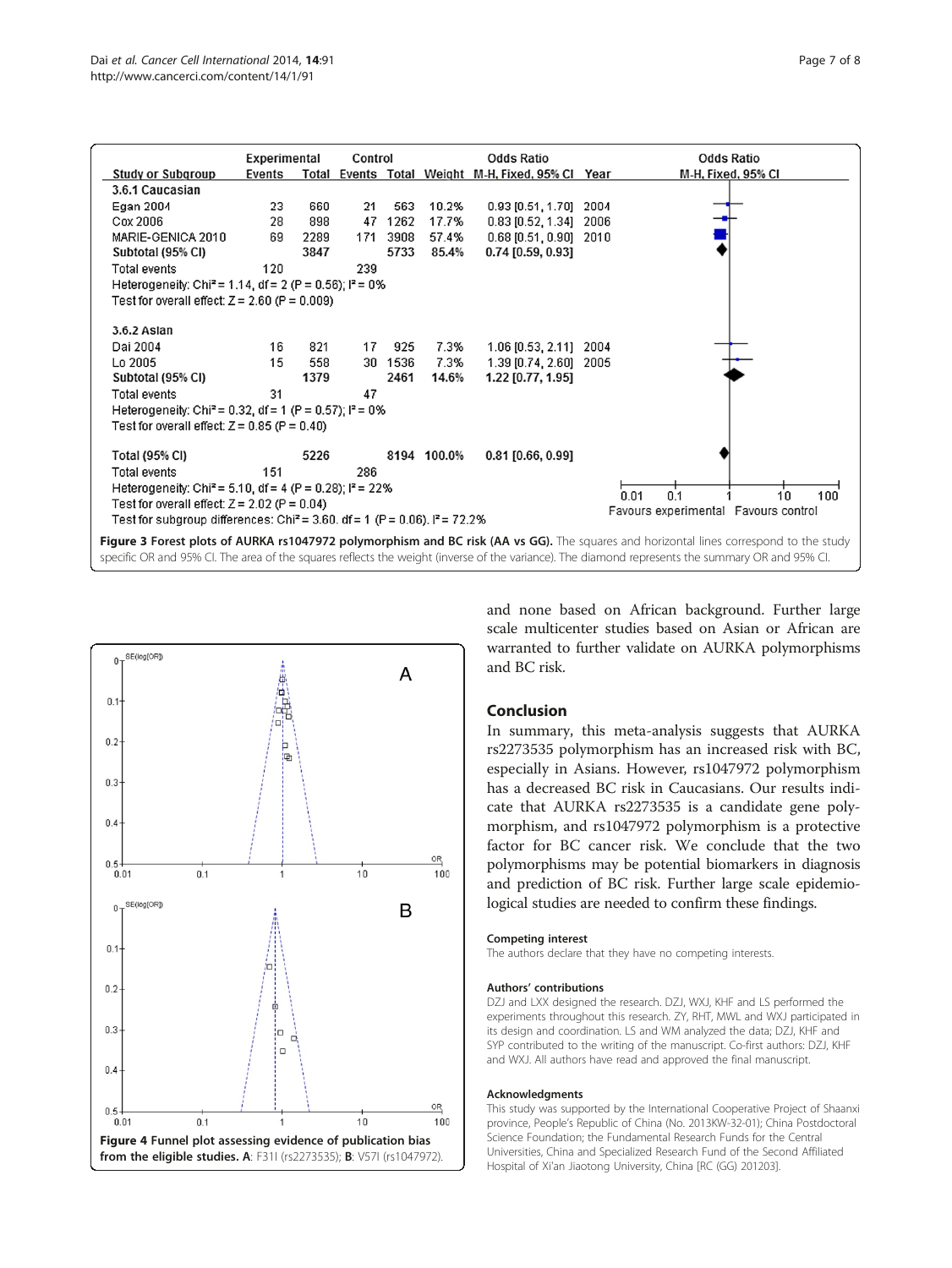| Study or Subgroup | Experimental Events | Experimental Total | Control Events | Control Total | Weight | Odds Ratio M-H, Fixed, 95% CI | Year |
|---|---|---|---|---|---|---|---|
| **3.6.1 Caucasian** | | | | | | | |
| Egan 2004 | 23 | 660 | 21 | 563 | 10.2% | 0.93 [0.51, 1.70] | 2004 |
| Cox 2006 | 28 | 898 | 47 | 1262 | 17.7% | 0.83 [0.52, 1.34] | 2006 |
| MARIE-GENICA 2010 | 69 | 2289 | 171 | 3908 | 57.4% | 0.68 [0.51, 0.90] | 2010 |
| **Subtotal (95% CI)** | | **3847** | | **5733** | **85.4%** | **0.74 [0.59, 0.93]** | |
| Total events | 120 | | 239 | | | | |
| Heterogeneity: $Chi^2 = 1.14$, df = 2 (P = 0.56); $I^2 = 0\%$ | | | | | | | |
| Test for overall effect: Z = 2.60 (P = 0.009) | | | | | | | |
| **3.6.2 Asian** | | | | | | | |
| Dai 2004 | 16 | 821 | 17 | 925 | 7.3% | 1.06 [0.53, 2.11] | 2004 |
| Lo 2005 | 15 | 558 | 30 | 1536 | 7.3% | 1.39 [0.74, 2.60] | 2005 |
| **Subtotal (95% CI)** | | **1379** | | **2461** | **14.6%** | **1.22 [0.77, 1.95]** | |
| Total events | 31 | | 47 | | | | |
| Heterogeneity: $Chi^2 = 0.32$, df = 1 (P = 0.57); $I^2 = 0\%$ | | | | | | | |
| Test for overall effect: Z = 0.85 (P = 0.40) | | | | | | | |
| **Total (95% CI)** | | **5226** | | **8194** | **100.0%** | **0.81 [0.66, 0.99]** | |
| Total events | 151 | | 286 | | | | |
| Heterogeneity: $Chi^2 = 5.10$, df = 4 (P = 0.28); $I^2 = 22\%$ | | | | | | | |
| Test for overall effect: Z = 2.02 (P = 0.04) | | | | | | | |
| Test for subgroup differences: $Chi^2 = 3.60$, df = 1 (P = 0.06), $I^2 = 72.2\%$ | | | | | | | |

**Figure 3 Forest plots of AURKA rs1047972 polymorphism and BC risk (AA vs GG).** The squares and horizontal lines correspond to the study specific OR and 95% CI. The area of the squares reflects the weight (inverse of the variance). The diamond represents the summary OR and 95% CI.

**Figure 4 Funnel plot assessing evidence of publication bias from the eligible studies. A**: F31I (rs2273535); **B**: V57I (rs1047972).

and none based on African background. Further large scale multicenter studies based on Asian or African are warranted to further validate on AURKA polymorphisms and BC risk.

## Conclusion

In summary, this meta-analysis suggests that AURKA rs2273535 polymorphism has an increased risk with BC, especially in Asians. However, rs1047972 polymorphism has a decreased BC risk in Caucasians. Our results indicate that AURKA rs2273535 is a candidate gene polymorphism, and rs1047972 polymorphism is a protective factor for BC cancer risk. We conclude that the two polymorphisms may be potential biomarkers in diagnosis and prediction of BC risk. Further large scale epidemiological studies are needed to confirm these findings.

#### Competing interest

The authors declare that they have no competing interests.

#### Authors' contributions

DZJ and LXX designed the research. DZJ, WXJ, KHF and LS performed the experiments throughout this research. ZY, RHT, MWL and WXJ participated in its design and coordination. LS and WM analyzed the data; DZJ, KHF and SYP contributed to the writing of the manuscript. Co-first authors: DZJ, KHF and WXJ. All authors have read and approved the final manuscript.

#### Acknowledgments

This study was supported by the International Cooperative Project of Shaanxi province, People's Republic of China (No. 2013KW-32-01); China Postdoctoral Science Foundation; the Fundamental Research Funds for the Central Universities, China and Specialized Research Fund of the Second Affiliated Hospital of Xi'an Jiaotong University, China [RC (GG) 201203].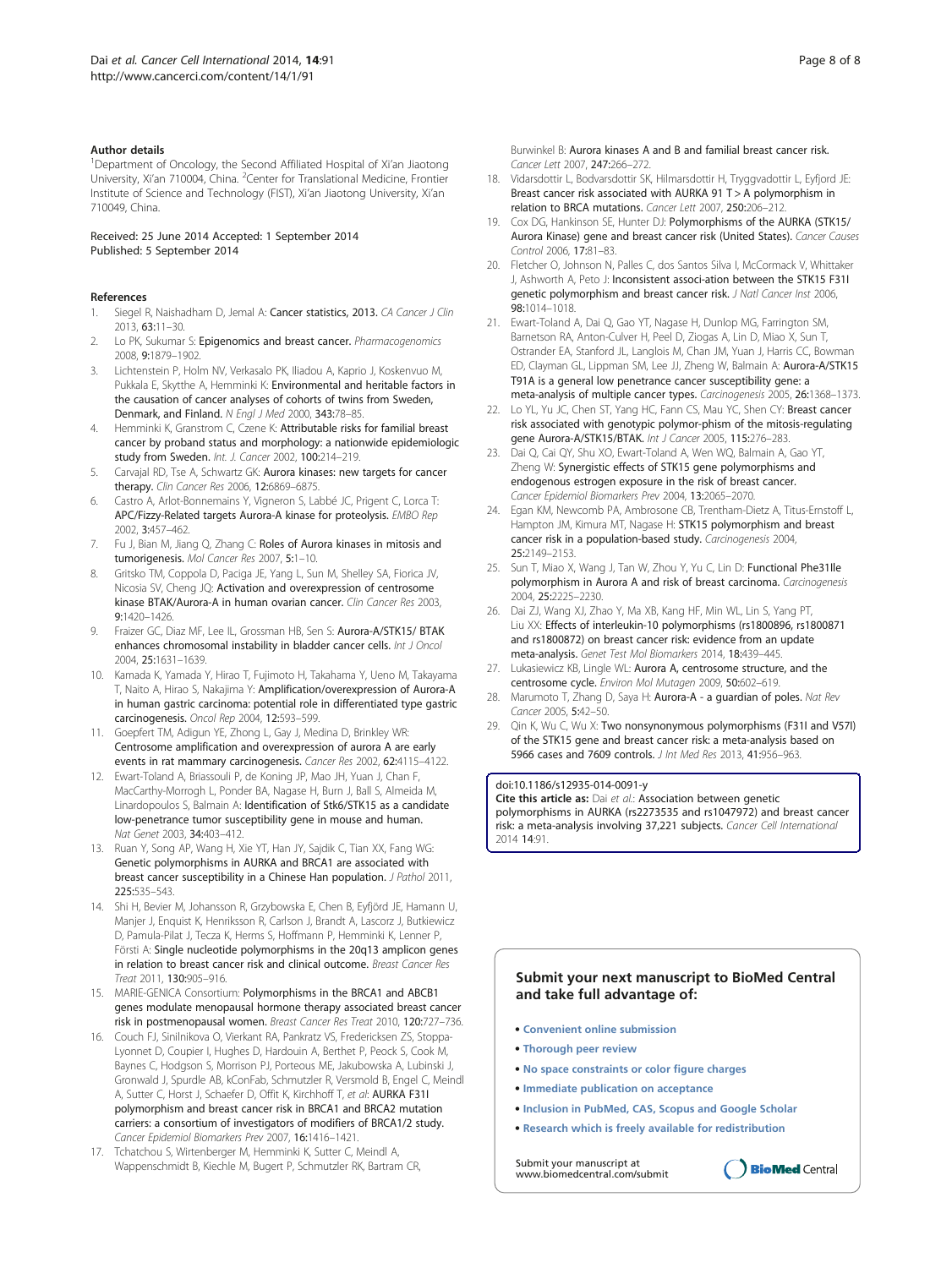## Author details

[1]Department of Oncology, the Second Affiliated Hospital of Xi'an Jiaotong University, Xi'an 710004, China. [2]Center for Translational Medicine, Frontier Institute of Science and Technology (FIST), Xi'an Jiaotong University, Xi'an 710049, China.

Received: 25 June 2014 Accepted: 1 September 2014
Published: 5 September 2014

## References

1. Siegel R, Naishadham D, Jemal A: **Cancer statistics, 2013.** *CA Cancer J Clin* 2013, **63:**11–30.
2. Lo PK, Sukumar S: **Epigenomics and breast cancer.** *Pharmacogenomics* 2008, **9:**1879–1902.
3. Lichtenstein P, Holm NV, Verkasalo PK, Iliadou A, Kaprio J, Koskenvuo M, Pukkala E, Skytthe A, Hemminki K: **Environmental and heritable factors in the causation of cancer analyses of cohorts of twins from Sweden, Denmark, and Finland.** *N Engl J Med* 2000, **343:**78–85.
4. Hemminki K, Granstrom C, Czene K: **Attributable risks for familial breast cancer by proband status and morphology: a nationwide epidemiologic study from Sweden.** *Int. J. Cancer* 2002, **100:**214–219.
5. Carvajal RD, Tse A, Schwartz GK: **Aurora kinases: new targets for cancer therapy.** *Clin Cancer Res* 2006, **12:**6869–6875.
6. Castro A, Arlot-Bonnemains Y, Vigneron S, Labbé JC, Prigent C, Lorca T: **APC/Fizzy-Related targets Aurora-A kinase for proteolysis.** *EMBO Rep* 2002, **3:**457–462.
7. Fu J, Bian M, Jiang Q, Zhang C: **Roles of Aurora kinases in mitosis and tumorigenesis.** *Mol Cancer Res* 2007, **5:**1–10.
8. Gritsko TM, Coppola D, Paciga JE, Yang L, Sun M, Shelley SA, Fiorica JV, Nicosia SV, Cheng JQ: **Activation and overexpression of centrosome kinase BTAK/Aurora-A in human ovarian cancer.** *Clin Cancer Res* 2003, **9:**1420–1426.
9. Fraizer GC, Diaz MF, Lee IL, Grossman HB, Sen S: **Aurora-A/STK15/ BTAK enhances chromosomal instability in bladder cancer cells.** *Int J Oncol* 2004, **25:**1631–1639.
10. Kamada K, Yamada Y, Hirao T, Fujimoto H, Takahama Y, Ueno M, Takayama T, Naito A, Hirao S, Nakajima Y: **Amplification/overexpression of Aurora-A in human gastric carcinoma: potential role in differentiated type gastric carcinogenesis.** *Oncol Rep* 2004, **12:**593–599.
11. Goepfert TM, Adigun YE, Zhong L, Gay J, Medina D, Brinkley WR: **Centrosome amplification and overexpression of aurora A are early events in rat mammary carcinogenesis.** *Cancer Res* 2002, **62:**4115–4122.
12. Ewart-Toland A, Briassouli P, de Koning JP, Mao JH, Yuan J, Chan F, MacCarthy-Morrogh L, Ponder BA, Nagase H, Burn J, Ball S, Almeida M, Linardopoulos S, Balmain A: **Identification of Stk6/STK15 as a candidate low-penetrance tumor susceptibility gene in mouse and human.** *Nat Genet* 2003, **34:**403–412.
13. Ruan Y, Song AP, Wang H, Xie YT, Han JY, Sajdik C, Tian XX, Fang WG: **Genetic polymorphisms in AURKA and BRCA1 are associated with breast cancer susceptibility in a Chinese Han population.** *J Pathol* 2011, **225:**535–543.
14. Shi H, Bevier M, Johansson R, Grzybowska E, Chen B, Eyfjörd JE, Hamann U, Manjer J, Enquist K, Henriksson R, Carlson J, Brandt A, Lascorz J, Butkiewicz D, Pamula-Pilat J, Tecza K, Herms S, Hoffmann P, Hemminki K, Lenner P, Försti A: **Single nucleotide polymorphisms in the 20q13 amplicon genes in relation to breast cancer risk and clinical outcome.** *Breast Cancer Res Treat* 2011, **130:**905–916.
15. MARIE-GENICA Consortium: **Polymorphisms in the BRCA1 and ABCB1 genes modulate menopausal hormone therapy associated breast cancer risk in postmenopausal women.** *Breast Cancer Res Treat* 2010, **120:**727–736.
16. Couch FJ, Sinilnikova O, Vierkant RA, Pankratz VS, Fredericksen ZS, Stoppa-Lyonnet D, Coupier I, Hughes D, Hardouin A, Berthet P, Peock S, Cook M, Baynes C, Hodgson S, Morrison PJ, Porteous ME, Jakubowska A, Lubinski J, Gronwald J, Spurdle AB, kConFab, Schmutzler R, Versmold B, Engel C, Meindl A, Sutter C, Horst J, Schaefer D, Offit K, Kirchhoff T, *et al*: **AURKA F31I polymorphism and breast cancer risk in BRCA1 and BRCA2 mutation carriers: a consortium of investigators of modifiers of BRCA1/2 study.** *Cancer Epidemiol Biomarkers Prev* 2007, **16:**1416–1421.
17. Tchatchou S, Wirtenberger M, Hemminki K, Sutter C, Meindl A, Wappenschmidt B, Kiechle M, Bugert P, Schmutzler RK, Bartram CR, Burwinkel B: **Aurora kinases A and B and familial breast cancer risk.** *Cancer Lett* 2007, **247:**266–272.
18. Vidarsdottir L, Bodvarsdottir SK, Hilmarsdottir H, Tryggvadottir L, Eyfjord JE: **Breast cancer risk associated with AURKA 91 T > A polymorphism in relation to BRCA mutations.** *Cancer Lett* 2007, **250:**206–212.
19. Cox DG, Hankinson SE, Hunter DJ: **Polymorphisms of the AURKA (STK15/ Aurora Kinase) gene and breast cancer risk (United States).** *Cancer Causes Control* 2006, **17:**81–83.
20. Fletcher O, Johnson N, Palles C, dos Santos Silva I, McCormack V, Whittaker J, Ashworth A, Peto J: **Inconsistent associ-ation between the STK15 F31I genetic polymorphism and breast cancer risk.** *J Natl Cancer Inst* 2006, **98:**1014–1018.
21. Ewart-Toland A, Dai Q, Gao YT, Nagase H, Dunlop MG, Farrington SM, Barnetson RA, Anton-Culver H, Peel D, Ziogas A, Lin D, Miao X, Sun T, Ostrander EA, Stanford JL, Langlois M, Chan JM, Yuan J, Harris CC, Bowman ED, Clayman GL, Lippman SM, Lee JJ, Zheng W, Balmain A: **Aurora-A/STK15 T91A is a general low penetrance cancer susceptibility gene: a meta-analysis of multiple cancer types.** *Carcinogenesis* 2005, **26:**1368–1373.
22. Lo YL, Yu JC, Chen ST, Yang HC, Fann CS, Mau YC, Shen CY: **Breast cancer risk associated with genotypic polymor-phism of the mitosis-regulating gene Aurora-A/STK15/BTAK.** *Int J Cancer* 2005, **115:**276–283.
23. Dai Q, Cai QY, Shu XO, Ewart-Toland A, Wen WQ, Balmain A, Gao YT, Zheng W: **Synergistic effects of STK15 gene polymorphisms and endogenous estrogen exposure in the risk of breast cancer.** *Cancer Epidemiol Biomarkers Prev* 2004, **13:**2065–2070.
24. Egan KM, Newcomb PA, Ambrosone CB, Trentham-Dietz A, Titus-Ernstoff L, Hampton JM, Kimura MT, Nagase H: **STK15 polymorphism and breast cancer risk in a population-based study.** *Carcinogenesis* 2004, **25:**2149–2153.
25. Sun T, Miao X, Wang J, Tan W, Zhou Y, Yu C, Lin D: **Functional Phe31Ile polymorphism in Aurora A and risk of breast carcinoma.** *Carcinogenesis* 2004, **25:**2225–2230.
26. Dai ZJ, Wang XJ, Zhao Y, Ma XB, Kang HF, Min WL, Lin S, Yang PT, Liu XX: **Effects of interleukin-10 polymorphisms (rs1800896, rs1800871 and rs1800872) on breast cancer risk: evidence from an update meta-analysis.** *Genet Test Mol Biomarkers* 2014, **18:**439–445.
27. Lukasiewicz KB, Lingle WL: **Aurora A, centrosome structure, and the centrosome cycle.** *Environ Mol Mutagen* 2009, **50:**602–619.
28. Marumoto T, Zhang D, Saya H: **Aurora-A - a guardian of poles.** *Nat Rev Cancer* 2005, **5:**42–50.
29. Qin K, Wu C, Wu X: **Two nonsynonymous polymorphisms (F31I and V57I) of the STK15 gene and breast cancer risk: a meta-analysis based on 5966 cases and 7609 controls.** *J Int Med Res* 2013, **41:**956–963.

doi:10.1186/s12935-014-0091-y
**Cite this article as:** Dai *et al.*: Association between genetic polymorphisms in AURKA (rs2273535 and rs1047972) and breast cancer risk: a meta-analysis involving 37,221 subjects. *Cancer Cell International* 2014 **14**:91.

**Submit your next manuscript to BioMed Central and take full advantage of:**

- **Convenient online submission**
- **Thorough peer review**
- **No space constraints or color figure charges**
- **Immediate publication on acceptance**
- **Inclusion in PubMed, CAS, Scopus and Google Scholar**
- **Research which is freely available for redistribution**

Submit your manuscript at
www.biomedcentral.com/submit

BioMed Central